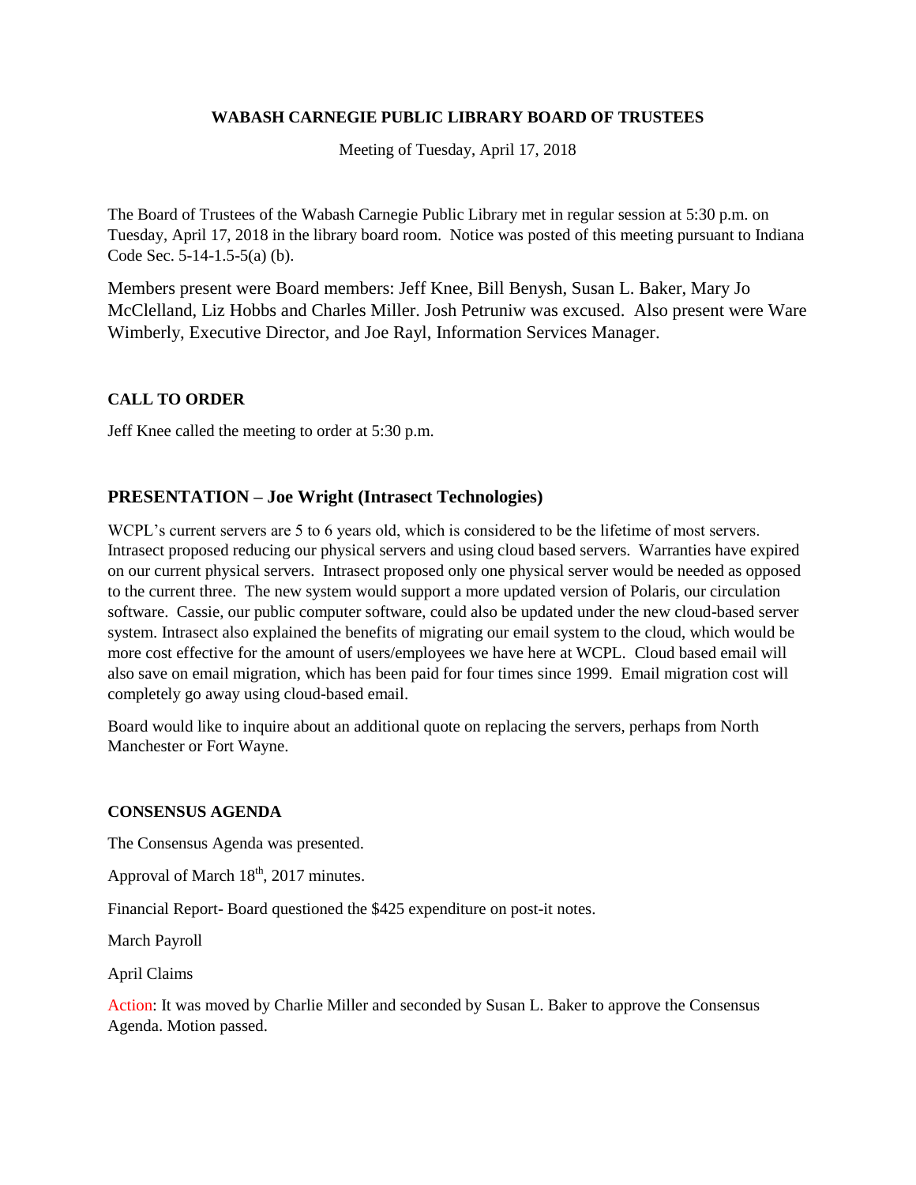**WABASH CARNEGIE PUBLIC LIBRARY BOARD OF TRUSTEES**

Meeting of Tuesday, April 17, 2018

The Board of Trustees of the Wabash Carnegie Public Library met in regular session at 5:30 p.m. on Tuesday, April 17, 2018 in the library board room. Notice was posted of this meeting pursuant to Indiana Code Sec. 5-14-1.5-5(a) (b).

Members present were Board members: Jeff Knee, Bill Benysh, Susan L. Baker, Mary Jo McClelland, Liz Hobbs and Charles Miller. Josh Petruniw was excused. Also present were Ware Wimberly, Executive Director, and Joe Rayl, Information Services Manager.

**CALL TO ORDER**

Jeff Knee called the meeting to order at 5:30 p.m.

## PRESENTATION – Joe Wright (Intrasect Technologies)

WCPL's current servers are 5 to 6 years old, which is considered to be the lifetime of most servers. Intrasect proposed reducing our physical servers and using cloud based servers. Warranties have expired on our current physical servers. Intrasect proposed only one physical server would be needed as opposed to the current three. The new system would support a more updated version of Polaris, our circulation software. Cassie, our public computer software, could also be updated under the new cloud-based server system. Intrasect also explained the benefits of migrating our email system to the cloud, which would be more cost effective for the amount of users/employees we have here at WCPL. Cloud based email will also save on email migration, which has been paid for four times since 1999. Email migration cost will completely go away using cloud-based email.

Board would like to inquire about an additional quote on replacing the servers, perhaps from North Manchester or Fort Wayne.

**CONSENSUS AGENDA**

The Consensus Agenda was presented.

Approval of March 18th, 2017 minutes.

Financial Report- Board questioned the $425 expenditure on post-it notes.

March Payroll

April Claims

Action: It was moved by Charlie Miller and seconded by Susan L. Baker to approve the Consensus Agenda. Motion passed.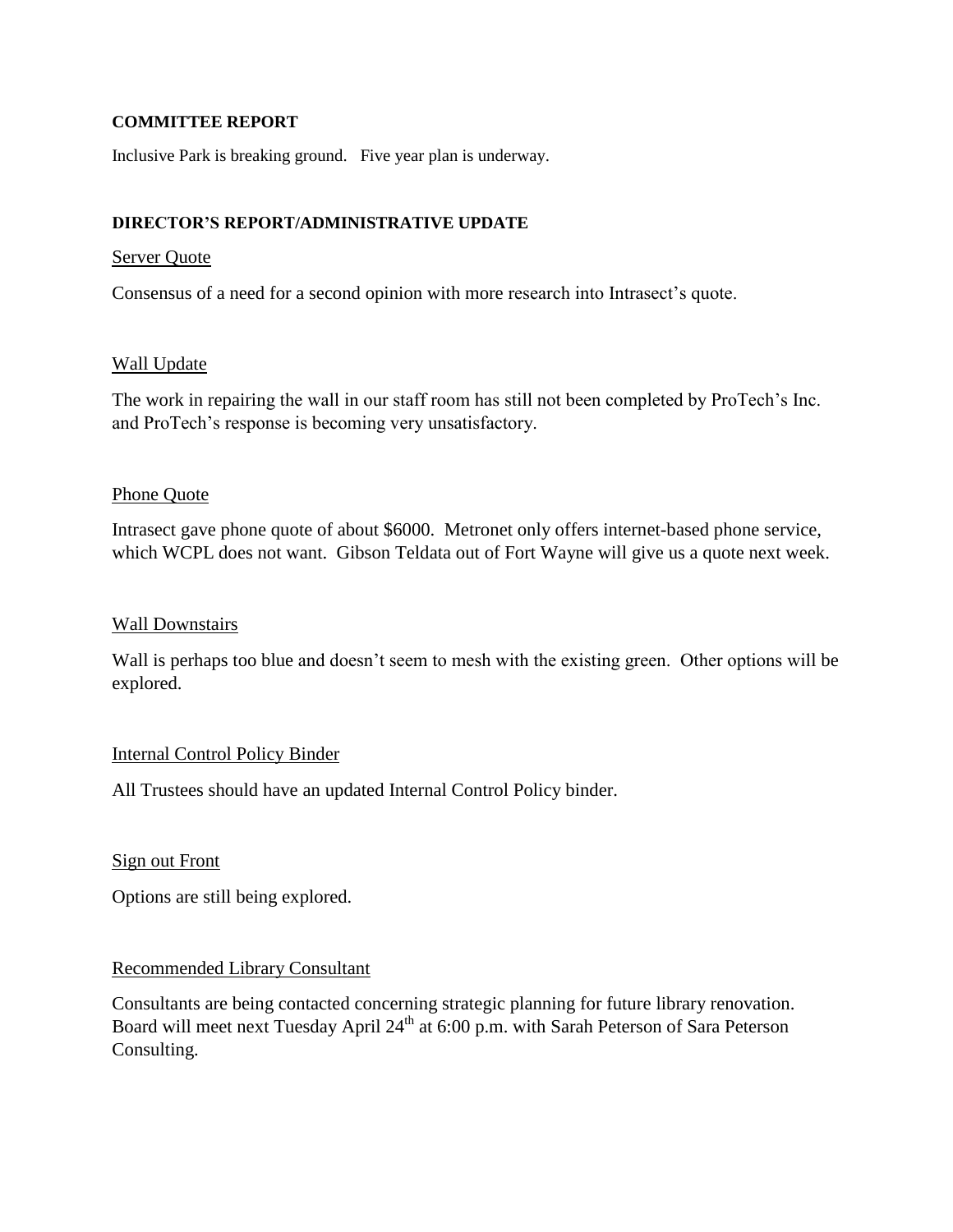**COMMITTEE REPORT**

Inclusive Park is breaking ground. Five year plan is underway.

**DIRECTOR'S REPORT/ADMINISTRATIVE UPDATE**

Server Quote

Consensus of a need for a second opinion with more research into Intrasect's quote.

Wall Update

The work in repairing the wall in our staff room has still not been completed by ProTech's Inc. and ProTech's response is becoming very unsatisfactory.

Phone Quote

Intrasect gave phone quote of about $6000. Metronet only offers internet-based phone service, which WCPL does not want. Gibson Teldata out of Fort Wayne will give us a quote next week.

Wall Downstairs

Wall is perhaps too blue and doesn't seem to mesh with the existing green. Other options will be explored.

Internal Control Policy Binder

All Trustees should have an updated Internal Control Policy binder.

Sign out Front

Options are still being explored.

Recommended Library Consultant

Consultants are being contacted concerning strategic planning for future library renovation. Board will meet next Tuesday April 24th at 6:00 p.m. with Sarah Peterson of Sara Peterson Consulting.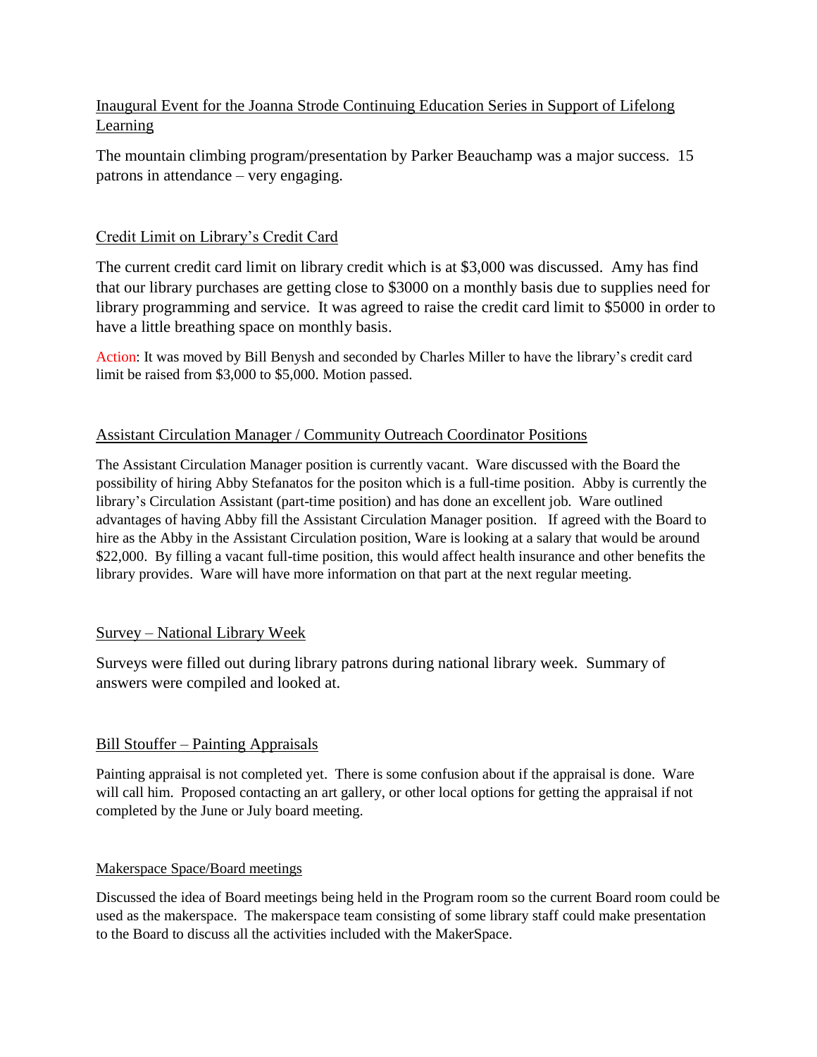Inaugural Event for the Joanna Strode Continuing Education Series in Support of Lifelong Learning

The mountain climbing program/presentation by Parker Beauchamp was a major success. 15 patrons in attendance – very engaging.

Credit Limit on Library's Credit Card

The current credit card limit on library credit which is at $3,000 was discussed. Amy has find that our library purchases are getting close to $3000 on a monthly basis due to supplies need for library programming and service. It was agreed to raise the credit card limit to $5000 in order to have a little breathing space on monthly basis.

Action: It was moved by Bill Benysh and seconded by Charles Miller to have the library's credit card limit be raised from $3,000 to $5,000. Motion passed.

Assistant Circulation Manager / Community Outreach Coordinator Positions

The Assistant Circulation Manager position is currently vacant. Ware discussed with the Board the possibility of hiring Abby Stefanatos for the positon which is a full-time position. Abby is currently the library's Circulation Assistant (part-time position) and has done an excellent job. Ware outlined advantages of having Abby fill the Assistant Circulation Manager position. If agreed with the Board to hire as the Abby in the Assistant Circulation position, Ware is looking at a salary that would be around $22,000. By filling a vacant full-time position, this would affect health insurance and other benefits the library provides. Ware will have more information on that part at the next regular meeting.

Survey – National Library Week

Surveys were filled out during library patrons during national library week. Summary of answers were compiled and looked at.

Bill Stouffer – Painting Appraisals

Painting appraisal is not completed yet. There is some confusion about if the appraisal is done. Ware will call him. Proposed contacting an art gallery, or other local options for getting the appraisal if not completed by the June or July board meeting.

Makerspace Space/Board meetings

Discussed the idea of Board meetings being held in the Program room so the current Board room could be used as the makerspace. The makerspace team consisting of some library staff could make presentation to the Board to discuss all the activities included with the MakerSpace.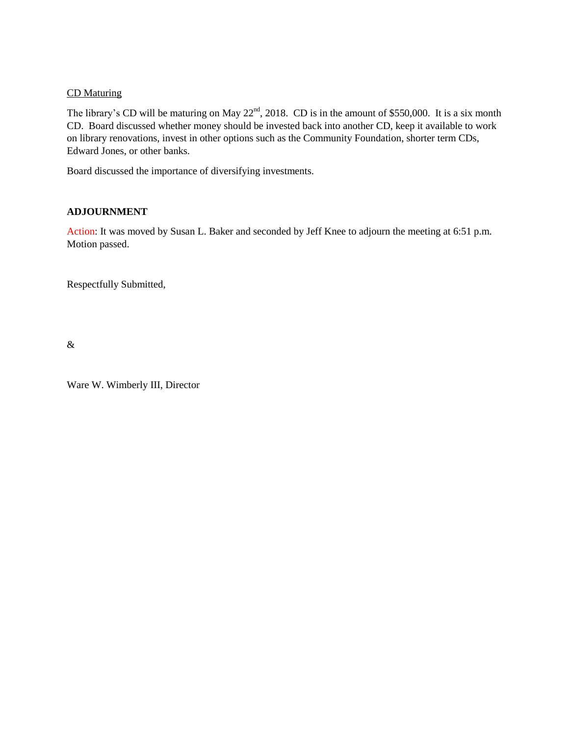CD Maturing

The library's CD will be maturing on May 22nd, 2018. CD is in the amount of $550,000. It is a six month CD. Board discussed whether money should be invested back into another CD, keep it available to work on library renovations, invest in other options such as the Community Foundation, shorter term CDs, Edward Jones, or other banks.

Board discussed the importance of diversifying investments.

**ADJOURNMENT**

Action: It was moved by Susan L. Baker and seconded by Jeff Knee to adjourn the meeting at 6:51 p.m. Motion passed.

Respectfully Submitted,

&

Ware W. Wimberly III, Director